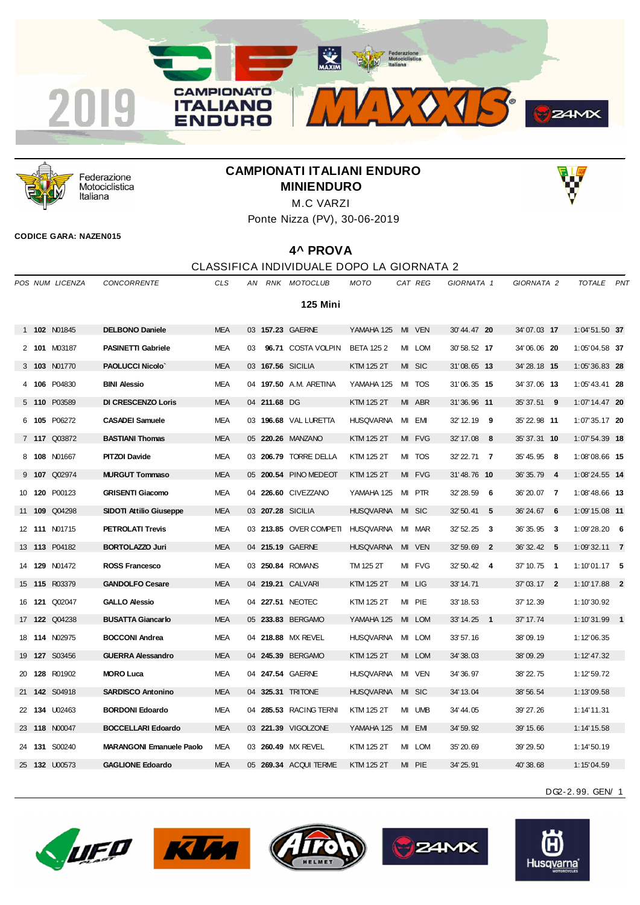Federazione Motociclistica Italiana

## CAMPIONATI ITALIANI ENDURO
## MINIENDURO

M.C VARZI

Ponte Nizza (PV), 30-06-2019

**CODICE GARA: NAZEN015**

### 4^ PROVA

CLASSIFICA INDIVIDUALE DOPO LA GIORNATA 2

**125 Mini**

| POS | NUM | LICENZA | CONCORRENTE | CLS | AN | RNK | MOTOCLUB | MOTO | CAT | REG | GIORNATA 1 | | GIORNATA 2 | | TOTALE | PNT |
|---|---|---|---|---|---|---|---|---|---|---|---|---|---|---|---|---|
| 1 | **102** | N01845 | **DELBONO Daniele** | MEA | 03 | **157.23** | GAERNE | YAMAHA 125 | MI | VEN | 30' 44.47 | **20** | 34' 07.03 | **17** | 1:04'51.50 | **37** |
| 2 | **101** | M03187 | **PASINETTI Gabriele** | MEA | 03 | **96.71** | COSTA VOLPIN | BETA 125 2 | MI | LOM | 30' 58.52 | **17** | 34' 06.06 | **20** | 1:05'04.58 | **37** |
| 3 | **103** | N01770 | **PAOLUCCI Nicolo`** | MEA | 03 | **167.56** | SICILIA | KTM 125 2T | MI | SIC | 31' 08.65 | **13** | 34' 28.18 | **15** | 1:05'36.83 | **28** |
| 4 | **106** | P04830 | **BINI Alessio** | MEA | 04 | **197.50** | A.M. ARETINA | YAMAHA 125 | MI | TOS | 31' 06.35 | **15** | 34' 37.06 | **13** | 1:05'43.41 | **28** |
| 5 | **110** | P03589 | **DI CRESCENZO Loris** | MEA | 04 | **211.68** | DG | KTM 125 2T | MI | ABR | 31' 36.96 | **11** | 35' 37.51 | **9** | 1:07'14.47 | **20** |
| 6 | **105** | P06272 | **CASADEI Samuele** | MEA | 03 | **196.68** | VAL LURETTA | HUSQVARNA | MI | EMI | 32' 12.19 | **9** | 35' 22.98 | **11** | 1:07'35.17 | **20** |
| 7 | **117** | Q03872 | **BASTIANI Thomas** | MEA | 05 | **220.26** | MANZANO | KTM 125 2T | MI | FVG | 32' 17.08 | **8** | 35' 37.31 | **10** | 1:07'54.39 | **18** |
| 8 | **108** | N01667 | **PITZOI Davide** | MEA | 03 | **206.79** | TORRE DELLA | KTM 125 2T | MI | TOS | 32' 22.71 | **7** | 35' 45.95 | **8** | 1:08'08.66 | **15** |
| 9 | **107** | Q02974 | **MURGUT Tommaso** | MEA | 05 | **200.54** | PINO MEDEOT | KTM 125 2T | MI | FVG | 31' 48.76 | **10** | 36' 35.79 | **4** | 1:08'24.55 | **14** |
| 10 | **120** | P00123 | **GRISENTI Giacomo** | MEA | 04 | **226.60** | CIVEZZANO | YAMAHA 125 | MI | PTR | 32' 28.59 | **6** | 36' 20.07 | **7** | 1:08'48.66 | **13** |
| 11 | **109** | Q04298 | **SIDOTI Attilio Giuseppe** | MEA | 03 | **207.28** | SICILIA | HUSQVARNA | MI | SIC | 32' 50.41 | **5** | 36' 24.67 | **6** | 1:09'15.08 | **11** |
| 12 | **111** | N01715 | **PETROLATI Trevis** | MEA | 03 | **213.85** | OVER COMPETI | HUSQVARNA | MI | MAR | 32' 52.25 | **3** | 36' 35.95 | **3** | 1:09'28.20 | **6** |
| 13 | **113** | P04182 | **BORTOLAZZO Juri** | MEA | 04 | **215.19** | GAERNE | HUSQVARNA | MI | VEN | 32' 59.69 | **2** | 36' 32.42 | **5** | 1:09'32.11 | **7** |
| 14 | **129** | N01472 | **ROSS Francesco** | MEA | 03 | **250.84** | ROMANS | TM 125 2T | MI | FVG | 32' 50.42 | **4** | 37' 10.75 | **1** | 1:10'01.17 | **5** |
| 15 | **115** | R03379 | **GANDOLFO Cesare** | MEA | 04 | **219.21** | CALVARI | KTM 125 2T | MI | LIG | 33' 14.71 | | 37' 03.17 | **2** | 1:10'17.88 | **2** |
| 16 | **121** | Q02047 | **GALLO Alessio** | MEA | 04 | **227.51** | NEOTEC | KTM 125 2T | MI | PIE | 33' 18.53 | | 37' 12.39 | | 1:10'30.92 | |
| 17 | **122** | Q04238 | **BUSATTA Giancarlo** | MEA | 05 | **233.83** | BERGAMO | YAMAHA 125 | MI | LOM | 33' 14.25 | **1** | 37' 17.74 | | 1:10'31.99 | **1** |
| 18 | **114** | N02975 | **BOCCONI Andrea** | MEA | 04 | **218.88** | MX REVEL | HUSQVARNA | MI | LOM | 33' 57.16 | | 38' 09.19 | | 1:12'06.35 | |
| 19 | **127** | S03456 | **GUERRA Alessandro** | MEA | 04 | **245.39** | BERGAMO | KTM 125 2T | MI | LOM | 34' 38.03 | | 38' 09.29 | | 1:12'47.32 | |
| 20 | **128** | R01902 | **MORO Luca** | MEA | 04 | **247.54** | GAERNE | HUSQVARNA | MI | VEN | 34' 36.97 | | 38' 22.75 | | 1:12'59.72 | |
| 21 | **142** | S04918 | **SARDISCO Antonino** | MEA | 04 | **325.31** | TRITONE | HUSQVARNA | MI | SIC | 34' 13.04 | | 38' 56.54 | | 1:13'09.58 | |
| 22 | **134** | U02463 | **BORDONI Edoardo** | MEA | 04 | **285.53** | RACING TERNI | KTM 125 2T | MI | UMB | 34' 44.05 | | 39' 27.26 | | 1:14'11.31 | |
| 23 | **118** | N00047 | **BOCCELLARI Edoardo** | MEA | 03 | **221.39** | VIGOLZONE | YAMAHA 125 | MI | EMI | 34' 59.92 | | 39' 15.66 | | 1:14'15.58 | |
| 24 | **131** | S00240 | **MARANGONI Emanuele Paolo** | MEA | 03 | **260.49** | MX REVEL | KTM 125 2T | MI | LOM | 35' 20.69 | | 39' 29.50 | | 1:14'50.19 | |
| 25 | **132** | U00573 | **GAGLIONE Edoardo** | MEA | 05 | **269.34** | ACQUI TERME | KTM 125 2T | MI | PIE | 34' 25.91 | | 40' 38.68 | | 1:15'04.59 | |

DG2-2.99. GEN/ 1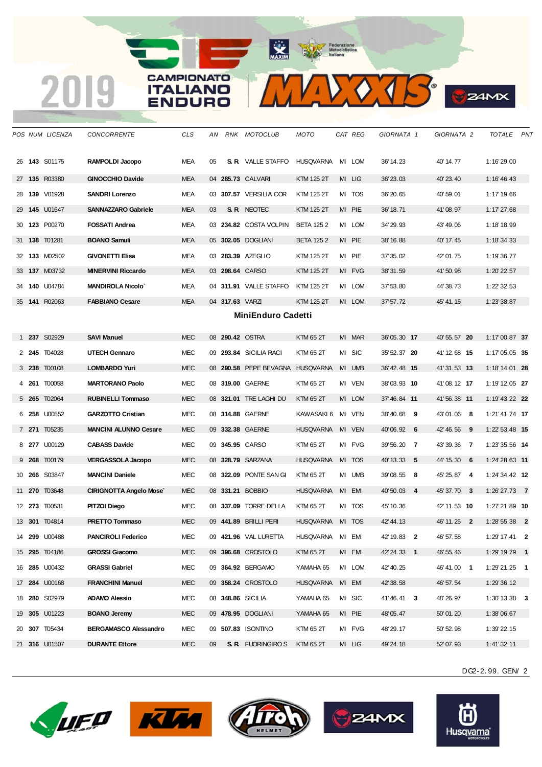| POS | NUM | LICENZA | CONCORRENTE | CLS | AN | RNK | MOTOCLUB | MOTO | CAT | REG | GIORNATA 1 | | GIORNATA 2 | | TOTALE | PNT |
|---|---|---|---|---|---|---|---|---|---|---|---|---|---|---|---|---|
| 26 | **143** | S01175 | **RAMPOLDI Jacopo** | MEA | 05 | **S. R.** | VALLE STAFFO | HUSQVARNA | MI | LOM | 36' 14.23 | | 40' 14.77 | | 1:16'29.00 | |
| 27 | **135** | R03380 | **GINOCCHIO Davide** | MEA | 04 | **285.73** | CALVARI | KTM 125 2T | MI | LIG | 36' 23.03 | | 40' 23.40 | | 1:16'46.43 | |
| 28 | **139** | V01928 | **SANDRI Lorenzo** | MEA | 03 | **307.57** | VERSILIA COR | KTM 125 2T | MI | TOS | 36' 20.65 | | 40' 59.01 | | 1:17'19.66 | |
| 29 | **145** | U01647 | **SANNAZZARO Gabriele** | MEA | 03 | **S. R.** | NEOTEC | KTM 125 2T | MI | PIE | 36' 18.71 | | 41' 08.97 | | 1:17'27.68 | |
| 30 | **123** | P00270 | **FOSSATI Andrea** | MEA | 03 | **234.82** | COSTA VOLPIN | BETA 125 2 | MI | LOM | 34' 29.93 | | 43' 49.06 | | 1:18'18.99 | |
| 31 | **138** | T01281 | **BOANO Samuli** | MEA | 05 | **302.05** | DOGLIANI | BETA 125 2 | MI | PIE | 38' 16.88 | | 40' 17.45 | | 1:18'34.33 | |
| 32 | **133** | M02502 | **GIVONETTI Elisa** | MEA | 03 | **283.39** | AZEGLIO | KTM 125 2T | MI | PIE | 37' 35.02 | | 42' 01.75 | | 1:19'36.77 | |
| 33 | **137** | M03732 | **MINERVINI Riccardo** | MEA | 03 | **298.64** | CARSO | KTM 125 2T | MI | FVG | 38' 31.59 | | 41' 50.98 | | 1:20'22.57 | |
| 34 | **140** | U04784 | **MANDIROLA Nicolo`** | MEA | 04 | **311.91** | VALLE STAFFO | KTM 125 2T | MI | LOM | 37' 53.80 | | 44' 38.73 | | 1:22'32.53 | |
| 35 | **141** | R02063 | **FABBIANO Cesare** | MEA | 04 | **317.63** | VARZI | KTM 125 2T | MI | LOM | 37' 57.72 | | 45' 41.15 | | 1:23'38.87 | |

## MiniEnduro Cadetti

| POS | NUM | LICENZA | CONCORRENTE | CLS | AN | RNK | MOTOCLUB | MOTO | CAT | REG | GIORNATA 1 | | GIORNATA 2 | | TOTALE | PNT |
|---|---|---|---|---|---|---|---|---|---|---|---|---|---|---|---|---|
| 1 | **237** | S02929 | **SAVI Manuel** | MEC | 08 | **290.42** | OSTRA | KTM 65 2T | MI | MAR | 36' 05.30 | **17** | 40' 55.57 | **20** | 1:17'00.87 | **37** |
| 2 | **245** | T04028 | **UTECH Gennaro** | MEC | 09 | **293.84** | SICILIA RACI | KTM 65 2T | MI | SIC | 35' 52.37 | **20** | 41' 12.68 | **15** | 1:17'05.05 | **35** |
| 3 | **238** | T00108 | **LOMBARDO Yuri** | MEC | 08 | **290.58** | PEPE BEVAGNA | HUSQVARNA | MI | UMB | 36' 42.48 | **15** | 41' 31.53 | **13** | 1:18'14.01 | **28** |
| 4 | **261** | T00058 | **MARTORANO Paolo** | MEC | 08 | **319.00** | GAERNE | KTM 65 2T | MI | VEN | 38' 03.93 | **10** | 41' 08.12 | **17** | 1:19'12.05 | **27** |
| 5 | **265** | T02064 | **RUBINELLI Tommaso** | MEC | 08 | **321.01** | TRE LAGHI DU | KTM 65 2T | MI | LOM | 37' 46.84 | **11** | 41' 56.38 | **11** | 1:19'43.22 | **22** |
| 6 | **258** | U00552 | **GARZOTTO Cristian** | MEC | 08 | **314.88** | GAERNE | KAWASAKI 6 | MI | VEN | 38' 40.68 | **9** | 43' 01.06 | **8** | 1:21'41.74 | **17** |
| 7 | **271** | T05235 | **MANCINI ALUNNO Cesare** | MEC | 09 | **332.38** | GAERNE | HUSQVARNA | MI | VEN | 40' 06.92 | **6** | 42' 46.56 | **9** | 1:22'53.48 | **15** |
| 8 | **277** | U00129 | **CABASS Davide** | MEC | 09 | **345.95** | CARSO | KTM 65 2T | MI | FVG | 39' 56.20 | **7** | 43' 39.36 | **7** | 1:23'35.56 | **14** |
| 9 | **268** | T00179 | **VERGASSOLA Jacopo** | MEC | 08 | **328.79** | SARZANA | HUSQVARNA | MI | TOS | 40' 13.33 | **5** | 44' 15.30 | **6** | 1:24'28.63 | **11** |
| 10 | **266** | S03847 | **MANCINI Daniele** | MEC | 08 | **322.09** | PONTE SAN GI | KTM 65 2T | MI | UMB | 39' 08.55 | **8** | 45' 25.87 | **4** | 1:24'34.42 | **12** |
| 11 | **270** | T03648 | **CIRIGNOTTA Angelo Mose`** | MEC | 08 | **331.21** | BOBBIO | HUSQVARNA | MI | EMI | 40' 50.03 | **4** | 45' 37.70 | **3** | 1:26'27.73 | **7** |
| 12 | **273** | T00531 | **PITZOI Diego** | MEC | 08 | **337.09** | TORRE DELLA | KTM 65 2T | MI | TOS | 45' 10.36 | | 42' 11.53 | **10** | 1:27'21.89 | **10** |
| 13 | **301** | T04814 | **PRETTO Tommaso** | MEC | 09 | **441.89** | BRILLI PERI | HUSQVARNA | MI | TOS | 42' 44.13 | | 46' 11.25 | **2** | 1:28'55.38 | **2** |
| 14 | **299** | U00488 | **PANCIROLI Federico** | MEC | 09 | **421.96** | VAL LURETTA | HUSQVARNA | MI | EMI | 42' 19.83 | **2** | 46' 57.58 | | 1:29'17.41 | **2** |
| 15 | **295** | T04186 | **GROSSI Giacomo** | MEC | 09 | **396.68** | CROSTOLO | KTM 65 2T | MI | EMI | 42' 24.33 | **1** | 46' 55.46 | | 1:29'19.79 | **1** |
| 16 | **285** | U00432 | **GRASSI Gabriel** | MEC | 09 | **364.92** | BERGAMO | YAMAHA 65 | MI | LOM | 42' 40.25 | | 46' 41.00 | **1** | 1:29'21.25 | **1** |
| 17 | **284** | U00168 | **FRANCHINI Manuel** | MEC | 09 | **358.24** | CROSTOLO | HUSQVARNA | MI | EMI | 42' 38.58 | | 46' 57.54 | | 1:29'36.12 | |
| 18 | **280** | S02979 | **ADAMO Alessio** | MEC | 08 | **348.86** | SICILIA | YAMAHA 65 | MI | SIC | 41' 46.41 | **3** | 48' 26.97 | | 1:30'13.38 | **3** |
| 19 | **305** | U01223 | **BOANO Jeremy** | MEC | 09 | **478.95** | DOGLIANI | YAMAHA 65 | MI | PIE | 48' 05.47 | | 50' 01.20 | | 1:38'06.67 | |
| 20 | **307** | T05434 | **BERGAMASCO Alessandro** | MEC | 09 | **507.83** | ISONTINO | KTM 65 2T | MI | FVG | 48' 29.17 | | 50' 52.98 | | 1:39'22.15 | |
| 21 | **316** | U01507 | **DURANTE Ettore** | MEC | 09 | **S. R.** | FUORINGIRO S | KTM 65 2T | MI | LIG | 49' 24.18 | | 52' 07.93 | | 1:41'32.11 | |

DG2-2.99. GEN/ 2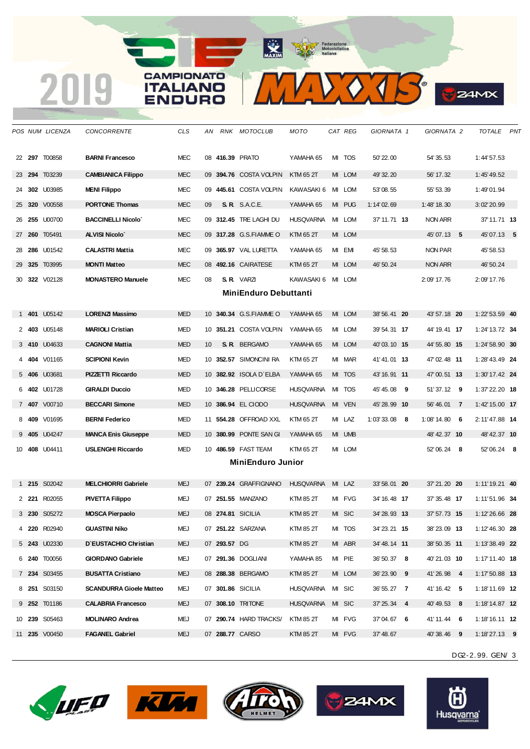| POS | NUM | LICENZA | CONCORRENTE | CLS | AN | RNK | MOTOCLUB | MOTO | CAT | REG | GIORNATA 1 | | GIORNATA 2 | | TOTALE | PNT |
|---|---|---|---|---|---|---|---|---|---|---|---|---|---|---|---|---|
| 22 | **297** | T00858 | **BARNI Francesco** | MEC | 08 | **416.39** | PRATO | YAMAHA 65 | MI | TOS | 50' 22.00 | | 54' 35.53 | | 1:44'57.53 | |
| 23 | **294** | T03239 | **CAMBIANICA Filippo** | MEC | 09 | **394.76** | COSTA VOLPIN | KTM 65 2T | MI | LOM | 49' 32.20 | | 56' 17.32 | | 1:45'49.52 | |
| 24 | **302** | U03985 | **MENI Filippo** | MEC | 09 | **445.61** | COSTA VOLPIN | KAWASAKI 6 | MI | LOM | 53' 08.55 | | 55' 53.39 | | 1:49'01.94 | |
| 25 | **320** | V00558 | **PORTONE Thomas** | MEC | 09 | **S. R.** | S.A.C.E. | YAMAHA 65 | MI | PUG | 1:14' 02.69 | | 1:48' 18.30 | | 3:02'20.99 | |
| 26 | **255** | U00700 | **BACCINELLI Nicolo`** | MEC | 09 | **312.45** | TRE LAGHI DU | HUSQVARNA | MI | LOM | 37' 11.71 | **13** | NON ARR | | 37'11.71 | **13** |
| 27 | **260** | T05491 | **ALVISI Nicolo`** | MEC | 09 | **317.28** | G.S.FIAMME O | KTM 65 2T | MI | LOM | | | 45' 07.13 | **5** | 45'07.13 | **5** |
| 28 | **286** | U01542 | **CALASTRI Mattia** | MEC | 09 | **365.97** | VAL LURETTA | YAMAHA 65 | MI | EMI | 45' 58.53 | | NON PAR | | 45'58.53 | |
| 29 | **325** | T03995 | **MONTI Matteo** | MEC | 08 | **492.16** | CAIRATESE | KTM 65 2T | MI | LOM | 46' 50.24 | | NON ARR | | 46'50.24 | |
| 30 | **322** | V02128 | **MONASTERO Manuele** | MEC | 08 | **S. R.** | VARZI | KAWASAKI 6 | MI | LOM | | | 2:09' 17.76 | | 2:09'17.76 | |

## MiniEnduro Debuttanti

| POS | NUM | LICENZA | CONCORRENTE | CLS | AN | RNK | MOTOCLUB | MOTO | CAT | REG | GIORNATA 1 | | GIORNATA 2 | | TOTALE | PNT |
|---|---|---|---|---|---|---|---|---|---|---|---|---|---|---|---|---|
| 1 | **401** | U05142 | **LORENZI Massimo** | MED | 10 | **340.34** | G.S.FIAMME O | YAMAHA 65 | MI | LOM | 38' 56.41 | **20** | 43' 57.18 | **20** | 1:22'53.59 | **40** |
| 2 | **403** | U05148 | **MARIOLI Cristian** | MED | 10 | **351.21** | COSTA VOLPIN | YAMAHA 65 | MI | LOM | 39' 54.31 | **17** | 44' 19.41 | **17** | 1:24'13.72 | **34** |
| 3 | **410** | U04633 | **CAGNONI Mattia** | MED | 10 | **S. R.** | BERGAMO | YAMAHA 65 | MI | LOM | 40' 03.10 | **15** | 44' 55.80 | **15** | 1:24'58.90 | **30** |
| 4 | **404** | V01165 | **SCIPIONI Kevin** | MED | 10 | **352.57** | SIMONCINI RA | KTM 65 2T | MI | MAR | 41' 41.01 | **13** | 47' 02.48 | **11** | 1:28'43.49 | **24** |
| 5 | **406** | U03681 | **PIZZETTI Riccardo** | MED | 10 | **382.92** | ISOLA D`ELBA | YAMAHA 65 | MI | TOS | 43' 16.91 | **11** | 47' 00.51 | **13** | 1:30'17.42 | **24** |
| 6 | **402** | U01728 | **GIRALDI Duccio** | MED | 10 | **346.28** | PELLICORSE | HUSQVARNA | MI | TOS | 45' 45.08 | **9** | 51' 37.12 | **9** | 1:37'22.20 | **18** |
| 7 | **407** | V00710 | **BECCARI Simone** | MED | 10 | **386.94** | EL CIODO | HUSQVARNA | MI | VEN | 45' 28.99 | **10** | 56' 46.01 | **7** | 1:42'15.00 | **17** |
| 8 | **409** | V01695 | **BERNI Federico** | MED | 11 | **554.28** | OFFROAD XXL | KTM 65 2T | MI | LAZ | 1:03' 33.08 | **8** | 1:08' 14.80 | **6** | 2:11'47.88 | **14** |
| 9 | **405** | U04247 | **MANCA Enis Giuseppe** | MED | 10 | **380.99** | PONTE SAN GI | YAMAHA 65 | MI | UMB | | | 48' 42.37 | **10** | 48'42.37 | **10** |
| 10 | **408** | U04411 | **USLENGHI Riccardo** | MED | 10 | **486.59** | FAST TEAM | KTM 65 2T | MI | LOM | | | 52' 06.24 | **8** | 52'06.24 | **8** |

## MiniEnduro Junior

| POS | NUM | LICENZA | CONCORRENTE | CLS | AN | RNK | MOTOCLUB | MOTO | CAT | REG | GIORNATA 1 | | GIORNATA 2 | | TOTALE | PNT |
|---|---|---|---|---|---|---|---|---|---|---|---|---|---|---|---|---|
| 1 | **215** | S02042 | **MELCHIORRI Gabriele** | MEJ | 07 | **239.24** | GRAFFIGNANO | HUSQVARNA | MI | LAZ | 33' 58.01 | **20** | 37' 21.20 | **20** | 1:11'19.21 | **40** |
| 2 | **221** | R02055 | **PIVETTA Filippo** | MEJ | 07 | **251.55** | MANZANO | KTM 85 2T | MI | FVG | 34' 16.48 | **17** | 37' 35.48 | **17** | 1:11'51.96 | **34** |
| 3 | **230** | S05272 | **MOSCA Pierpaolo** | MEJ | 08 | **274.81** | SICILIA | KTM 85 2T | MI | SIC | 34' 28.93 | **13** | 37' 57.73 | **15** | 1:12'26.66 | **28** |
| 4 | **220** | R02940 | **GUASTINI Niko** | MEJ | 07 | **251.22** | SARZANA | KTM 85 2T | MI | TOS | 34' 23.21 | **15** | 38' 23.09 | **13** | 1:12'46.30 | **28** |
| 5 | **243** | U02330 | **D`EUSTACHIO Christian** | MEJ | 07 | **293.57** | DG | KTM 85 2T | MI | ABR | 34' 48.14 | **11** | 38' 50.35 | **11** | 1:13'38.49 | **22** |
| 6 | **240** | T00056 | **GIORDANO Gabriele** | MEJ | 07 | **291.36** | DOGLIANI | YAMAHA 85 | MI | PIE | 36' 50.37 | **8** | 40' 21.03 | **10** | 1:17'11.40 | **18** |
| 7 | **234** | S03455 | **BUSATTA Cristiano** | MEJ | 08 | **288.38** | BERGAMO | KTM 85 2T | MI | LOM | 36' 23.90 | **9** | 41' 26.98 | **4** | 1:17'50.88 | **13** |
| 8 | **251** | S03150 | **SCANDURRA Gioele Matteo** | MEJ | 07 | **301.86** | SICILIA | HUSQVARNA | MI | SIC | 36' 55.27 | **7** | 41' 16.42 | **5** | 1:18'11.69 | **12** |
| 9 | **252** | T01186 | **CALABRIA Francesco** | MEJ | 07 | **308.10** | TRITONE | HUSQVARNA | MI | SIC | 37' 25.34 | **4** | 40' 49.53 | **8** | 1:18'14.87 | **12** |
| 10 | **239** | S05463 | **MOLINARO Andrea** | MEJ | 07 | **290.74** | HARD TRACKS/ | KTM 85 2T | MI | FVG | 37' 04.67 | **6** | 41' 11.44 | **6** | 1:18'16.11 | **12** |
| 11 | **235** | V00450 | **FAGANEL Gabriel** | MEJ | 07 | **288.77** | CARSO | KTM 85 2T | MI | FVG | 37' 48.67 | | 40' 38.46 | **9** | 1:18'27.13 | **9** |

DG2-2.99. GEN/ 3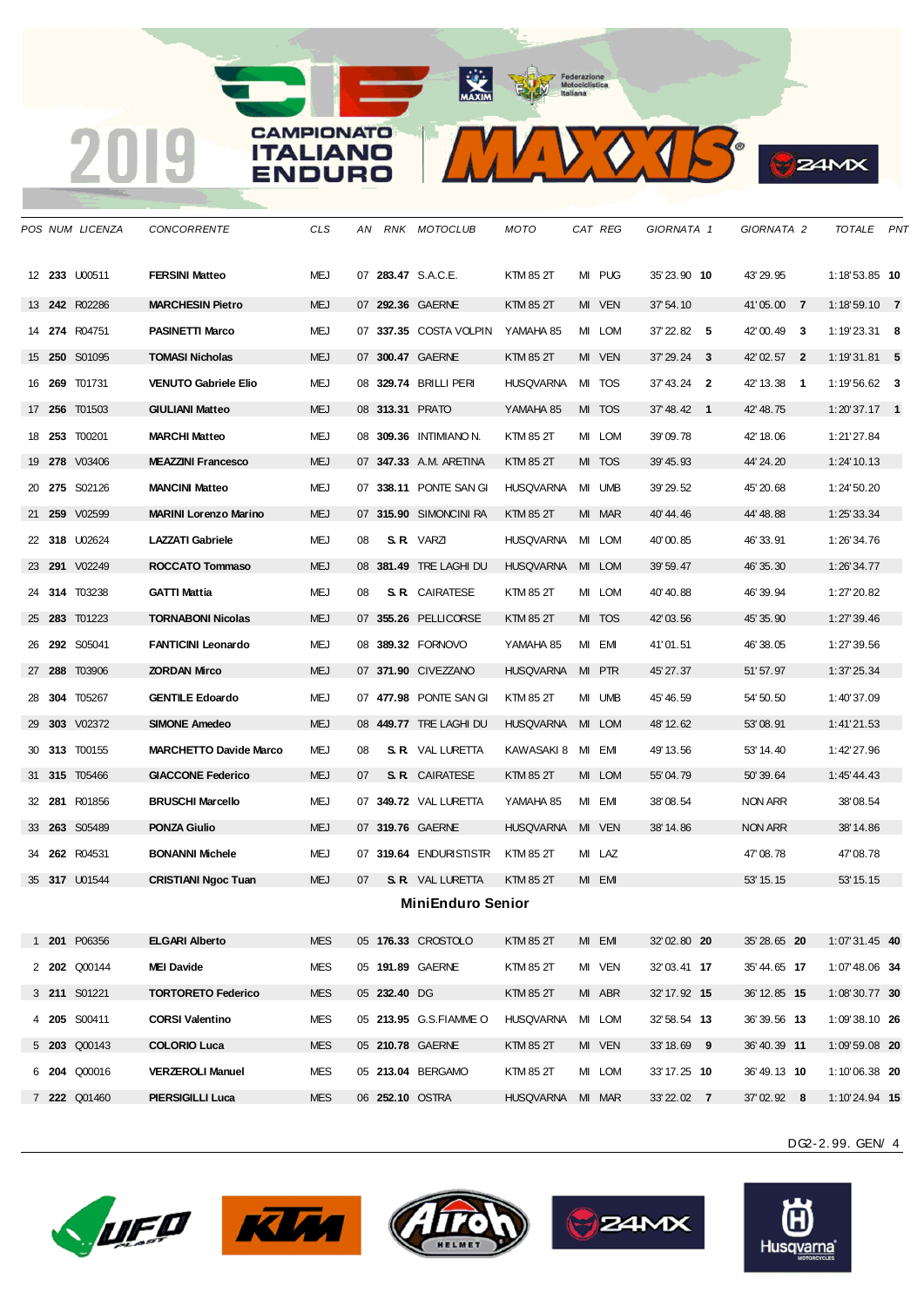| POS | NUM | LICENZA | CONCORRENTE | CLS | AN | RNK | MOTOCLUB | MOTO | CAT | REG | GIORNATA 1 | | GIORNATA 2 | | TOTALE | PNT |
|---|---|---|---|---|---|---|---|---|---|---|---|---|---|---|---|---|
| 12 | **233** | U00511 | **FERSINI Matteo** | MEJ | 07 | **283.47** | S.A.C.E. | KTM 85 2T | MI | PUG | 35' 23.90 | **10** | 43' 29.95 | | 1:18'53.85 | **10** |
| 13 | **242** | R02286 | **MARCHESIN Pietro** | MEJ | 07 | **292.36** | GAERNE | KTM 85 2T | MI | VEN | 37' 54.10 | | 41' 05.00 | **7** | 1:18'59.10 | **7** |
| 14 | **274** | R04751 | **PASINETTI Marco** | MEJ | 07 | **337.35** | COSTA VOLPIN | YAMAHA 85 | MI | LOM | 37' 22.82 | **5** | 42' 00.49 | **3** | 1:19'23.31 | **8** |
| 15 | **250** | S01095 | **TOMASI Nicholas** | MEJ | 07 | **300.47** | GAERNE | KTM 85 2T | MI | VEN | 37' 29.24 | **3** | 42' 02.57 | **2** | 1:19'31.81 | **5** |
| 16 | **269** | T01731 | **VENUTO Gabriele Elio** | MEJ | 08 | **329.74** | BRILLI PERI | HUSQVARNA | MI | TOS | 37' 43.24 | **2** | 42' 13.38 | **1** | 1:19'56.62 | **3** |
| 17 | **256** | T01503 | **GIULIANI Matteo** | MEJ | 08 | **313.31** | PRATO | YAMAHA 85 | MI | TOS | 37' 48.42 | **1** | 42' 48.75 | | 1:20'37.17 | **1** |
| 18 | **253** | T00201 | **MARCHI Matteo** | MEJ | 08 | **309.36** | INTIMIANO N. | KTM 85 2T | MI | LOM | 39' 09.78 | | 42' 18.06 | | 1:21'27.84 | |
| 19 | **278** | V03406 | **MEAZZINI Francesco** | MEJ | 07 | **347.33** | A.M. ARETINA | KTM 85 2T | MI | TOS | 39' 45.93 | | 44' 24.20 | | 1:24'10.13 | |
| 20 | **275** | S02126 | **MANCINI Matteo** | MEJ | 07 | **338.11** | PONTE SAN GI | HUSQVARNA | MI | UMB | 39' 29.52 | | 45' 20.68 | | 1:24'50.20 | |
| 21 | **259** | V02599 | **MARINI Lorenzo Marino** | MEJ | 07 | **315.90** | SIMONCINI RA | KTM 85 2T | MI | MAR | 40' 44.46 | | 44' 48.88 | | 1:25'33.34 | |
| 22 | **318** | U02624 | **LAZZATI Gabriele** | MEJ | 08 | **S.R.** | VARZI | HUSQVARNA | MI | LOM | 40' 00.85 | | 46' 33.91 | | 1:26'34.76 | |
| 23 | **291** | V02249 | **ROCCATO Tommaso** | MEJ | 08 | **381.49** | TRE LAGHI DU | HUSQVARNA | MI | LOM | 39' 59.47 | | 46' 35.30 | | 1:26'34.77 | |
| 24 | **314** | T03238 | **GATTI Mattia** | MEJ | 08 | **S.R.** | CAIRATESE | KTM 85 2T | MI | LOM | 40' 40.88 | | 46' 39.94 | | 1:27'20.82 | |
| 25 | **283** | T01223 | **TORNABONI Nicolas** | MEJ | 07 | **355.26** | PELLICORSE | KTM 85 2T | MI | TOS | 42' 03.56 | | 45' 35.90 | | 1:27'39.46 | |
| 26 | **292** | S05041 | **FANTICINI Leonardo** | MEJ | 08 | **389.32** | FORNOVO | YAMAHA 85 | MI | EMI | 41' 01.51 | | 46' 38.05 | | 1:27'39.56 | |
| 27 | **288** | T03906 | **ZORDAN Mirco** | MEJ | 07 | **371.90** | CIVEZZANO | HUSQVARNA | MI | PTR | 45' 27.37 | | 51' 57.97 | | 1:37'25.34 | |
| 28 | **304** | T05267 | **GENTILE Edoardo** | MEJ | 07 | **477.98** | PONTE SAN GI | KTM 85 2T | MI | UMB | 45' 46.59 | | 54' 50.50 | | 1:40'37.09 | |
| 29 | **303** | V02372 | **SIMONE Amedeo** | MEJ | 08 | **449.77** | TRE LAGHI DU | HUSQVARNA | MI | LOM | 48' 12.62 | | 53' 08.91 | | 1:41'21.53 | |
| 30 | **313** | T00155 | **MARCHETTO Davide Marco** | MEJ | 08 | **S.R.** | VAL LURETTA | KAWASAKI 8 | MI | EMI | 49' 13.56 | | 53' 14.40 | | 1:42'27.96 | |
| 31 | **315** | T05466 | **GIACCONE Federico** | MEJ | 07 | **S.R.** | CAIRATESE | KTM 85 2T | MI | LOM | 55' 04.79 | | 50' 39.64 | | 1:45'44.43 | |
| 32 | **281** | R01856 | **BRUSCHI Marcello** | MEJ | 07 | **349.72** | VAL LURETTA | YAMAHA 85 | MI | EMI | 38' 08.54 | | NON ARR | | 38'08.54 | |
| 33 | **263** | S05489 | **PONZA Giulio** | MEJ | 07 | **319.76** | GAERNE | HUSQVARNA | MI | VEN | 38' 14.86 | | NON ARR | | 38'14.86 | |
| 34 | **262** | R04531 | **BONANNI Michele** | MEJ | 07 | **319.64** | ENDURISTISTR | KTM 85 2T | MI | LAZ | | | 47' 08.78 | | 47'08.78 | |
| 35 | **317** | U01544 | **CRISTIANI Ngoc Tuan** | MEJ | 07 | **S.R.** | VAL LURETTA | KTM 85 2T | MI | EMI | | | 53' 15.15 | | 53'15.15 | |

## MiniEnduro Senior

| POS | NUM | LICENZA | CONCORRENTE | CLS | AN | RNK | MOTOCLUB | MOTO | CAT | REG | GIORNATA 1 | | GIORNATA 2 | | TOTALE | PNT |
|---|---|---|---|---|---|---|---|---|---|---|---|---|---|---|---|---|
| 1 | **201** | P06356 | **ELGARI Alberto** | MES | 05 | **176.33** | CROSTOLO | KTM 85 2T | MI | EMI | 32' 02.80 | **20** | 35' 28.65 | **20** | 1:07'31.45 | **40** |
| 2 | **202** | Q00144 | **MEI Davide** | MES | 05 | **191.89** | GAERNE | KTM 85 2T | MI | VEN | 32' 03.41 | **17** | 35' 44.65 | **17** | 1:07'48.06 | **34** |
| 3 | **211** | S01221 | **TORTORETO Federico** | MES | 05 | **232.40** | DG | KTM 85 2T | MI | ABR | 32' 17.92 | **15** | 36' 12.85 | **15** | 1:08'30.77 | **30** |
| 4 | **205** | S00411 | **CORSI Valentino** | MES | 05 | **213.95** | G.S.FIAMME O | HUSQVARNA | MI | LOM | 32' 58.54 | **13** | 36' 39.56 | **13** | 1:09'38.10 | **26** |
| 5 | **203** | Q00143 | **COLORIO Luca** | MES | 05 | **210.78** | GAERNE | KTM 85 2T | MI | VEN | 33' 18.69 | **9** | 36' 40.39 | **11** | 1:09'59.08 | **20** |
| 6 | **204** | Q00016 | **VERZEROLI Manuel** | MES | 05 | **213.04** | BERGAMO | KTM 85 2T | MI | LOM | 33' 17.25 | **10** | 36' 49.13 | **10** | 1:10'06.38 | **20** |
| 7 | **222** | Q01460 | **PIERSIGILLI Luca** | MES | 06 | **252.10** | OSTRA | HUSQVARNA | MI | MAR | 33' 22.02 | **7** | 37' 02.92 | **8** | 1:10'24.94 | **15** |

DG2-2.99. GEN/ 4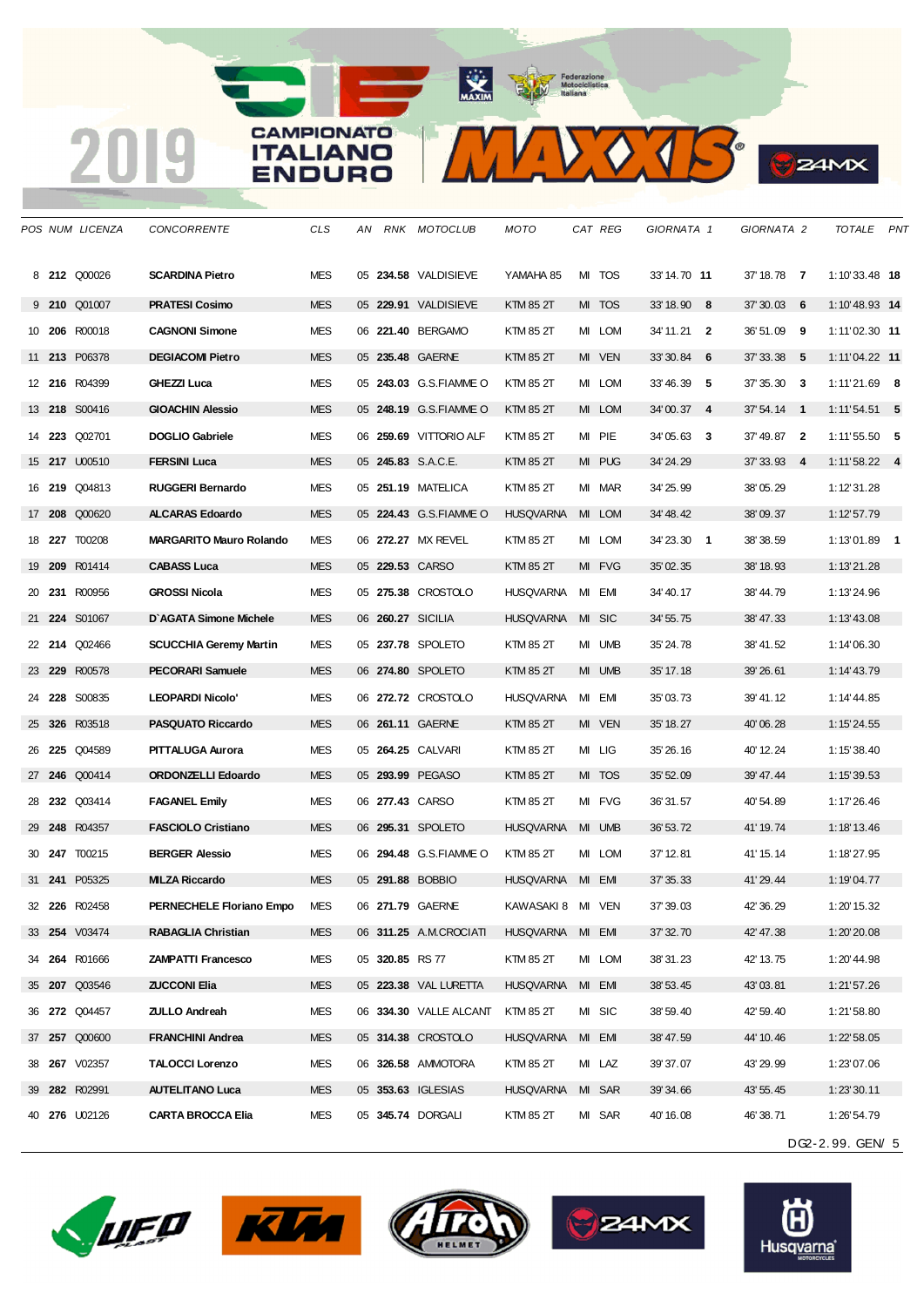# 2019 CAMPIONATO ITALIANO ENDURO

| POS | NUM | LICENZA | CONCORRENTE | CLS | AN | RNK | MOTOCLUB | MOTO | CAT | REG | GIORNATA 1 | | GIORNATA 2 | | TOTALE | PNT |
|---|---|---|---|---|---|---|---|---|---|---|---|---|---|---|---|---|
| 8 | 212 | Q00026 | SCARDINA Pietro | MES | 05 | 234.58 | VALDISIEVE | YAMAHA 85 | MI | TOS | 33' 14.70 | 11 | 37' 18.78 | 7 | 1:10'33.48 | 18 |
| 9 | 210 | Q01007 | PRATESI Cosimo | MES | 05 | 229.91 | VALDISIEVE | KTM 85 2T | MI | TOS | 33' 18.90 | 8 | 37' 30.03 | 6 | 1:10'48.93 | 14 |
| 10 | 206 | R00018 | CAGNONI Simone | MES | 06 | 221.40 | BERGAMO | KTM 85 2T | MI | LOM | 34' 11.21 | 2 | 36' 51.09 | 9 | 1:11'02.30 | 11 |
| 11 | 213 | P06378 | DEGIACOMI Pietro | MES | 05 | 235.48 | GAERNE | KTM 85 2T | MI | VEN | 33' 30.84 | 6 | 37' 33.38 | 5 | 1:11'04.22 | 11 |
| 12 | 216 | R04399 | GHEZZI Luca | MES | 05 | 243.03 | G.S.FIAMME O | KTM 85 2T | MI | LOM | 33' 46.39 | 5 | 37' 35.30 | 3 | 1:11'21.69 | 8 |
| 13 | 218 | S00416 | GIOACHIN Alessio | MES | 05 | 248.19 | G.S.FIAMME O | KTM 85 2T | MI | LOM | 34' 00.37 | 4 | 37' 54.14 | 1 | 1:11'54.51 | 5 |
| 14 | 223 | Q02701 | DOGLIO Gabriele | MES | 06 | 259.69 | VITTORIO ALF | KTM 85 2T | MI | PIE | 34' 05.63 | 3 | 37' 49.87 | 2 | 1:11'55.50 | 5 |
| 15 | 217 | U00510 | FERSINI Luca | MES | 05 | 245.83 | S.A.C.E. | KTM 85 2T | MI | PUG | 34' 24.29 | | 37' 33.93 | 4 | 1:11'58.22 | 4 |
| 16 | 219 | Q04813 | RUGGERI Bernardo | MES | 05 | 251.19 | MATELICA | KTM 85 2T | MI | MAR | 34' 25.99 | | 38' 05.29 | | 1:12'31.28 | |
| 17 | 208 | Q00620 | ALCARAS Edoardo | MES | 05 | 224.43 | G.S.FIAMME O | HUSQVARNA | MI | LOM | 34' 48.42 | | 38' 09.37 | | 1:12'57.79 | |
| 18 | 227 | T00208 | MARGARITO Mauro Rolando | MES | 06 | 272.27 | MX REVEL | KTM 85 2T | MI | LOM | 34' 23.30 | 1 | 38' 38.59 | | 1:13'01.89 | 1 |
| 19 | 209 | R01414 | CABASS Luca | MES | 05 | 229.53 | CARSO | KTM 85 2T | MI | FVG | 35' 02.35 | | 38' 18.93 | | 1:13'21.28 | |
| 20 | 231 | R00956 | GROSSI Nicola | MES | 05 | 275.38 | CROSTOLO | HUSQVARNA | MI | EMI | 34' 40.17 | | 38' 44.79 | | 1:13'24.96 | |
| 21 | 224 | S01067 | D`AGATA Simone Michele | MES | 06 | 260.27 | SICILIA | HUSQVARNA | MI | SIC | 34' 55.75 | | 38' 47.33 | | 1:13'43.08 | |
| 22 | 214 | Q02466 | SCUCCHIA Geremy Martin | MES | 05 | 237.78 | SPOLETO | KTM 85 2T | MI | UMB | 35' 24.78 | | 38' 41.52 | | 1:14'06.30 | |
| 23 | 229 | R00578 | PECORARI Samuele | MES | 06 | 274.80 | SPOLETO | KTM 85 2T | MI | UMB | 35' 17.18 | | 39' 26.61 | | 1:14'43.79 | |
| 24 | 228 | S00835 | LEOPARDI Nicolo' | MES | 06 | 272.72 | CROSTOLO | HUSQVARNA | MI | EMI | 35' 03.73 | | 39' 41.12 | | 1:14'44.85 | |
| 25 | 326 | R03518 | PASQUATO Riccardo | MES | 06 | 261.11 | GAERNE | KTM 85 2T | MI | VEN | 35' 18.27 | | 40' 06.28 | | 1:15'24.55 | |
| 26 | 225 | Q04589 | PITTALUGA Aurora | MES | 05 | 264.25 | CALVARI | KTM 85 2T | MI | LIG | 35' 26.16 | | 40' 12.24 | | 1:15'38.40 | |
| 27 | 246 | Q00414 | ORDONZELLI Edoardo | MES | 05 | 293.99 | PEGASO | KTM 85 2T | MI | TOS | 35' 52.09 | | 39' 47.44 | | 1:15'39.53 | |
| 28 | 232 | Q03414 | FAGANEL Emily | MES | 06 | 277.43 | CARSO | KTM 85 2T | MI | FVG | 36' 31.57 | | 40' 54.89 | | 1:17'26.46 | |
| 29 | 248 | R04357 | FASCIOLO Cristiano | MES | 06 | 295.31 | SPOLETO | HUSQVARNA | MI | UMB | 36' 53.72 | | 41' 19.74 | | 1:18'13.46 | |
| 30 | 247 | T00215 | BERGER Alessio | MES | 06 | 294.48 | G.S.FIAMME O | KTM 85 2T | MI | LOM | 37' 12.81 | | 41' 15.14 | | 1:18'27.95 | |
| 31 | 241 | P05325 | MILZA Riccardo | MES | 05 | 291.88 | BOBBIO | HUSQVARNA | MI | EMI | 37' 35.33 | | 41' 29.44 | | 1:19'04.77 | |
| 32 | 226 | R02458 | PERNECHELE Floriano Empo | MES | 06 | 271.79 | GAERNE | KAWASAKI 8 | MI | VEN | 37' 39.03 | | 42' 36.29 | | 1:20'15.32 | |
| 33 | 254 | V03474 | RABAGLIA Christian | MES | 06 | 311.25 | A.M.CROCIATI | HUSQVARNA | MI | EMI | 37' 32.70 | | 42' 47.38 | | 1:20'20.08 | |
| 34 | 264 | R01666 | ZAMPATTI Francesco | MES | 05 | 320.85 | RS 77 | KTM 85 2T | MI | LOM | 38' 31.23 | | 42' 13.75 | | 1:20'44.98 | |
| 35 | 207 | Q03546 | ZUCCONI Elia | MES | 05 | 223.38 | VAL LURETTA | HUSQVARNA | MI | EMI | 38' 53.45 | | 43' 03.81 | | 1:21'57.26 | |
| 36 | 272 | Q04457 | ZULLO Andreah | MES | 06 | 334.30 | VALLE ALCANT | KTM 85 2T | MI | SIC | 38' 59.40 | | 42' 59.40 | | 1:21'58.80 | |
| 37 | 257 | Q00600 | FRANCHINI Andrea | MES | 05 | 314.38 | CROSTOLO | HUSQVARNA | MI | EMI | 38' 47.59 | | 44' 10.46 | | 1:22'58.05 | |
| 38 | 267 | V02357 | TALOCCI Lorenzo | MES | 06 | 326.58 | AMMOTORA | KTM 85 2T | MI | LAZ | 39' 37.07 | | 43' 29.99 | | 1:23'07.06 | |
| 39 | 282 | R02991 | AUTELITANO Luca | MES | 05 | 353.63 | IGLESIAS | HUSQVARNA | MI | SAR | 39' 34.66 | | 43' 55.45 | | 1:23'30.11 | |
| 40 | 276 | U02126 | CARTA BROCCA Elia | MES | 05 | 345.74 | DORGALI | KTM 85 2T | MI | SAR | 40' 16.08 | | 46' 38.71 | | 1:26'54.79 | |

DG2-2.99. GEN/ 5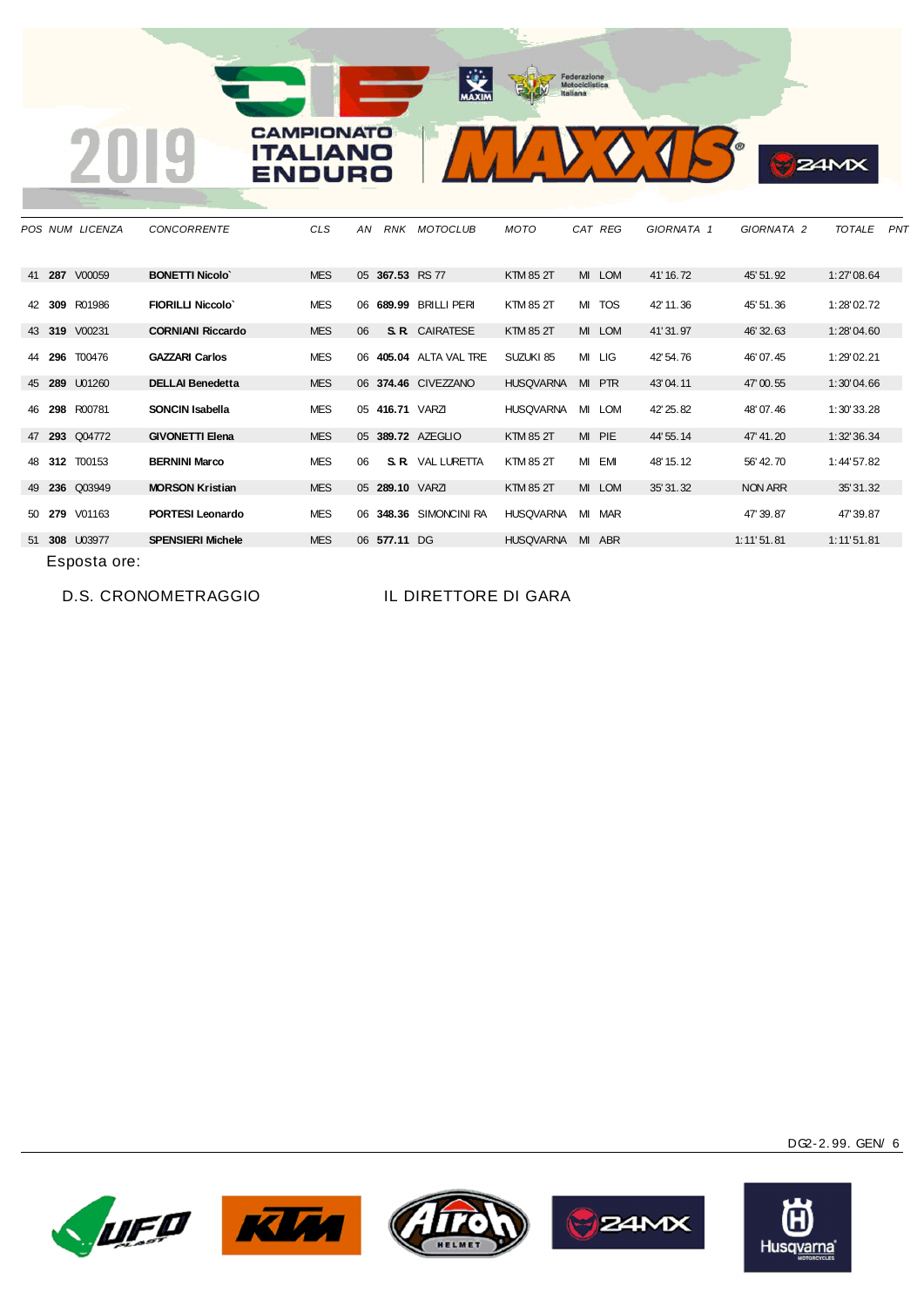# 2019 CAMPIONATO ITALIANO ENDURO

| POS | NUM | LICENZA | CONCORRENTE | CLS | AN | RNK | MOTOCLUB | MOTO | CAT | REG | GIORNATA 1 | GIORNATA 2 | TOTALE | PNT |
|---|---|---|---|---|---|---|---|---|---|---|---|---|---|---|
| 41 | 287 | V00059 | BONETTI Nicolo` | MES | 05 | 367.53 | RS 77 | KTM 85 2T | MI | LOM | 41' 16.72 | 45' 51.92 | 1:27'08.64 | |
| 42 | 309 | R01986 | FIORILLI Niccolo` | MES | 06 | 689.99 | BRILLI PERI | KTM 85 2T | MI | TOS | 42' 11.36 | 45' 51.36 | 1:28'02.72 | |
| 43 | 319 | V00231 | CORNIANI Riccardo | MES | 06 | S. R. | CAIRATESE | KTM 85 2T | MI | LOM | 41' 31.97 | 46' 32.63 | 1:28'04.60 | |
| 44 | 296 | T00476 | GAZZARI Carlos | MES | 06 | 405.04 | ALTA VAL TRE | SUZUKI 85 | MI | LIG | 42' 54.76 | 46' 07.45 | 1:29'02.21 | |
| 45 | 289 | U01260 | DELLAI Benedetta | MES | 06 | 374.46 | CIVEZZANO | HUSQVARNA | MI | PTR | 43' 04.11 | 47' 00.55 | 1:30'04.66 | |
| 46 | 298 | R00781 | SONCIN Isabella | MES | 05 | 416.71 | VARZI | HUSQVARNA | MI | LOM | 42' 25.82 | 48' 07.46 | 1:30'33.28 | |
| 47 | 293 | Q04772 | GIVONETTI Elena | MES | 05 | 389.72 | AZEGLIO | KTM 85 2T | MI | PIE | 44' 55.14 | 47' 41.20 | 1:32'36.34 | |
| 48 | 312 | T00153 | BERNINI Marco | MES | 06 | S. R. | VAL LURETTA | KTM 85 2T | MI | EMI | 48' 15.12 | 56' 42.70 | 1:44'57.82 | |
| 49 | 236 | Q03949 | MORSON Kristian | MES | 05 | 289.10 | VARZI | KTM 85 2T | MI | LOM | 35' 31.32 | NON ARR | 35'31.32 | |
| 50 | 279 | V01163 | PORTESI Leonardo | MES | 06 | 348.36 | SIMONCINI RA | HUSQVARNA | MI | MAR | | 47' 39.87 | 47'39.87 | |
| 51 | 308 | U03977 | SPENSIERI Michele | MES | 06 | 577.11 | DG | HUSQVARNA | MI | ABR | | 1:11'51.81 | 1:11'51.81 | |

Esposta ore:

D.S. CRONOMETRAGGIO

IL DIRETTORE DI GARA

DG2-2.99. GEN/ 6